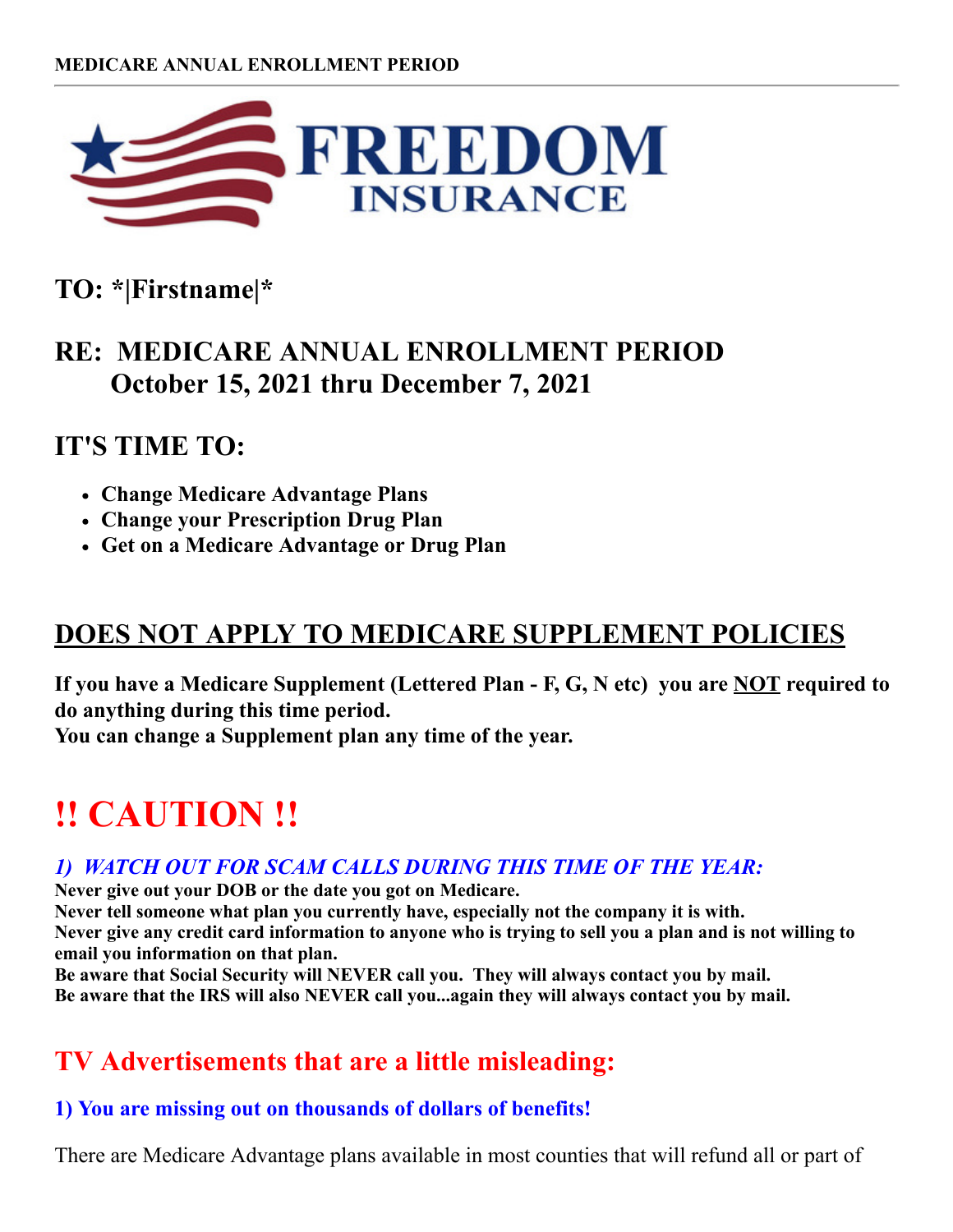**MEDICARE ANNUAL ENROLLMENT PERIOD**

# FREEDOM INSURANCE

## TO: *|Firstname|*

## RE: MEDICARE ANNUAL ENROLLMENT PERIOD
## October 15, 2021 thru December 7, 2021

## IT'S TIME TO:

- **Change Medicare Advantage Plans**
- **Change your Prescription Drug Plan**
- **Get on a Medicare Advantage or Drug Plan**

## DOES NOT APPLY TO MEDICARE SUPPLEMENT POLICIES

**If you have a Medicare Supplement (Lettered Plan - F, G, N etc) you are NOT required to do anything during this time period.**
**You can change a Supplement plan any time of the year.**

# !! CAUTION !!

### *1) WATCH OUT FOR SCAM CALLS DURING THIS TIME OF THE YEAR:*

**Never give out your DOB or the date you got on Medicare.**
**Never tell someone what plan you currently have, especially not the company it is with.**
**Never give any credit card information to anyone who is trying to sell you a plan and is not willing to email you information on that plan.**
**Be aware that Social Security will NEVER call you. They will always contact you by mail.**
**Be aware that the IRS will also NEVER call you...again they will always contact you by mail.**

## TV Advertisements that are a little misleading:

### 1) You are missing out on thousands of dollars of benefits!

There are Medicare Advantage plans available in most counties that will refund all or part of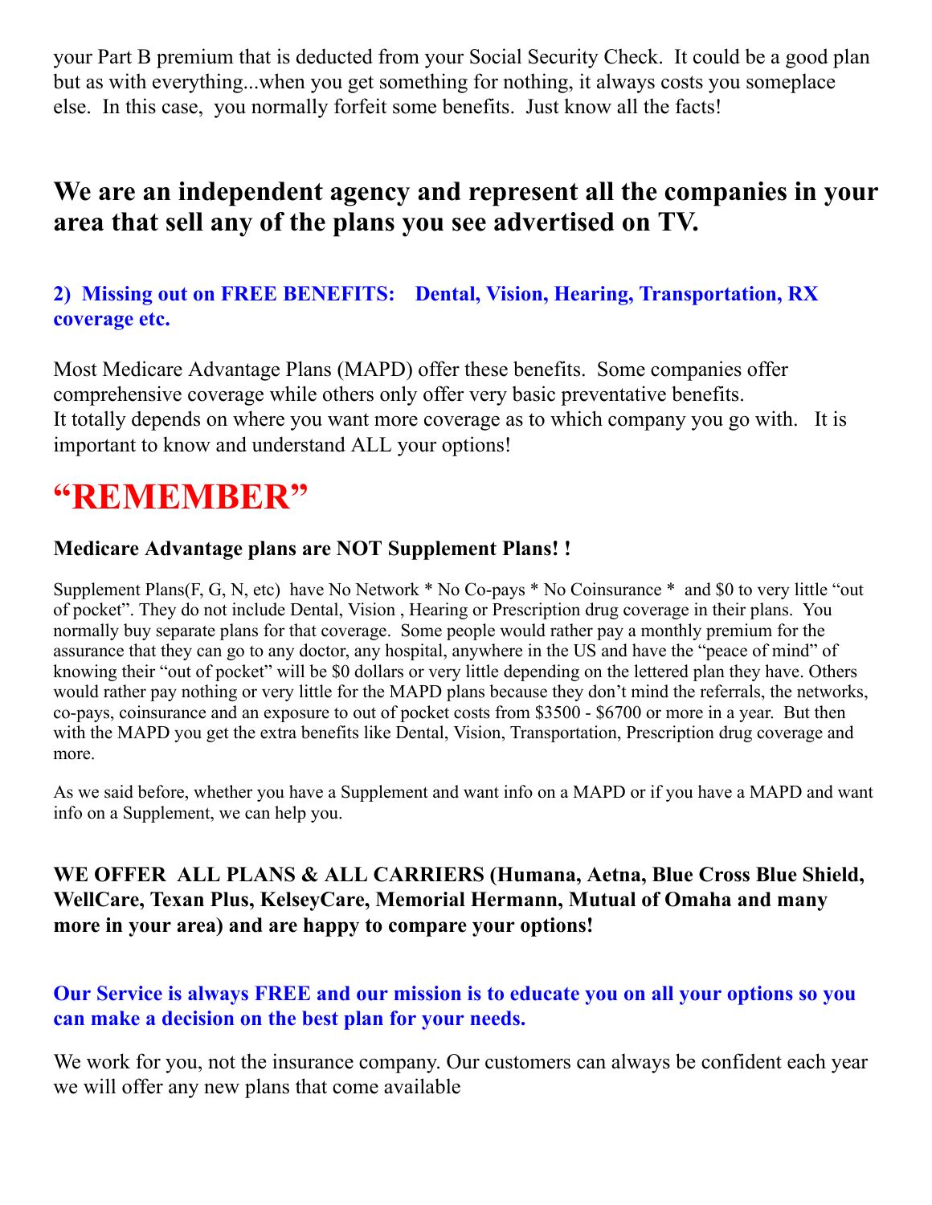your Part B premium that is deducted from your Social Security Check. It could be a good plan but as with everything...when you get something for nothing, it always costs you someplace else. In this case, you normally forfeit some benefits. Just know all the facts!

## We are an independent agency and represent all the companies in your area that sell any of the plans you see advertised on TV.

### 2) Missing out on FREE BENEFITS: Dental, Vision, Hearing, Transportation, RX coverage etc.

Most Medicare Advantage Plans (MAPD) offer these benefits. Some companies offer comprehensive coverage while others only offer very basic preventative benefits.
It totally depends on where you want more coverage as to which company you go with. It is important to know and understand ALL your options!

# "REMEMBER"

**Medicare Advantage plans are NOT Supplement Plans! !**

Supplement Plans(F, G, N, etc) have No Network * No Co-pays * No Coinsurance * and $0 to very little "out of pocket". They do not include Dental, Vision , Hearing or Prescription drug coverage in their plans. You normally buy separate plans for that coverage. Some people would rather pay a monthly premium for the assurance that they can go to any doctor, any hospital, anywhere in the US and have the "peace of mind" of knowing their "out of pocket" will be $0 dollars or very little depending on the lettered plan they have. Others would rather pay nothing or very little for the MAPD plans because they don't mind the referrals, the networks, co-pays, coinsurance and an exposure to out of pocket costs from $3500 - $6700 or more in a year. But then with the MAPD you get the extra benefits like Dental, Vision, Transportation, Prescription drug coverage and more.

As we said before, whether you have a Supplement and want info on a MAPD or if you have a MAPD and want info on a Supplement, we can help you.

**WE OFFER ALL PLANS & ALL CARRIERS (Humana, Aetna, Blue Cross Blue Shield, WellCare, Texan Plus, KelseyCare, Memorial Hermann, Mutual of Omaha and many more in your area) and are happy to compare your options!**

**Our Service is always FREE and our mission is to educate you on all your options so you can make a decision on the best plan for your needs.**

We work for you, not the insurance company. Our customers can always be confident each year we will offer any new plans that come available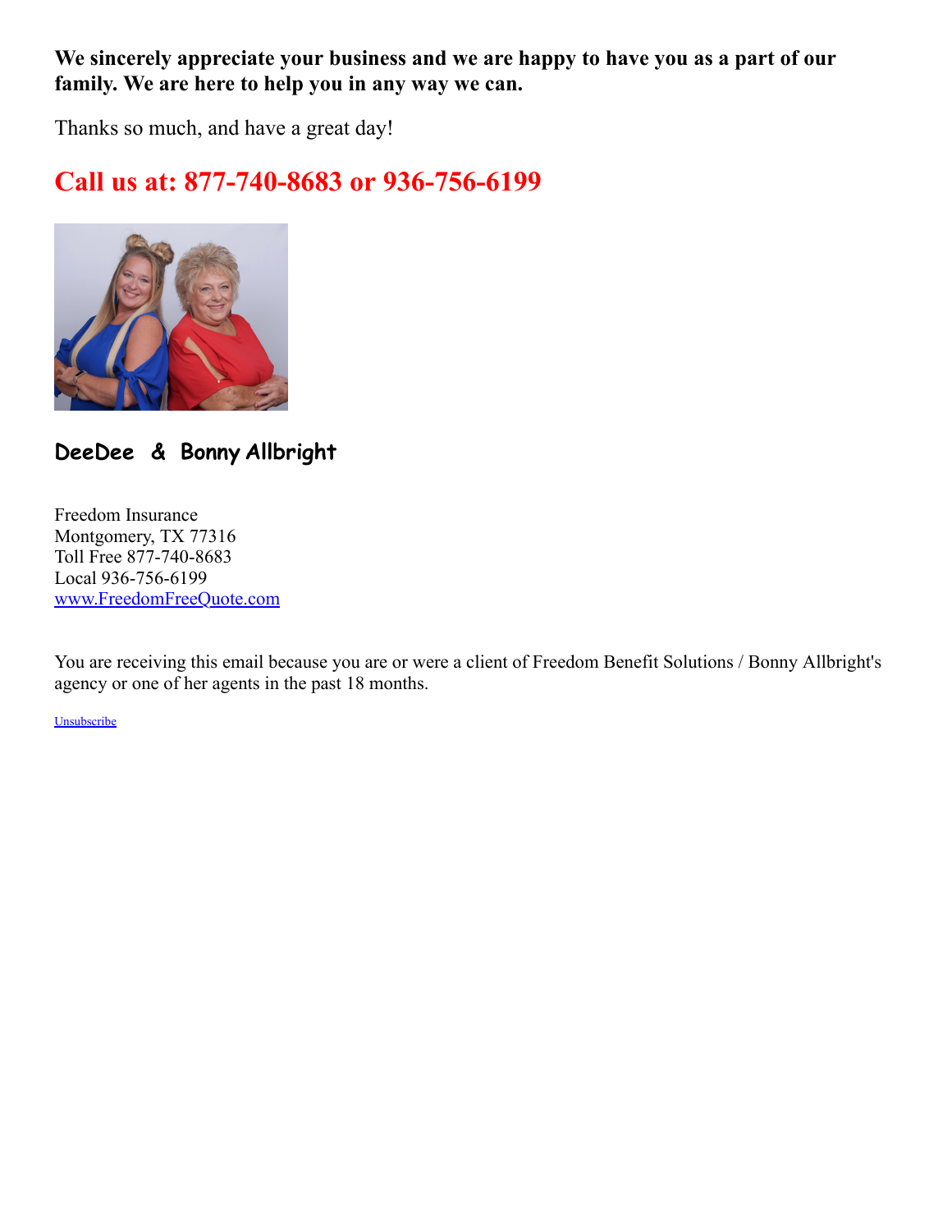**We sincerely appreciate your business and we are happy to have you as a part of our family. We are here to help you in any way we can.**

Thanks so much, and have a great day!

## Call us at: 877-740-8683 or 936-756-6199

### DeeDee & Bonny Allbright

Freedom Insurance
Montgomery, TX 77316
Toll Free 877-740-8683
Local 936-756-6199
www.FreedomFreeQuote.com

You are receiving this email because you are or were a client of Freedom Benefit Solutions / Bonny Allbright's agency or one of her agents in the past 18 months.

Unsubscribe